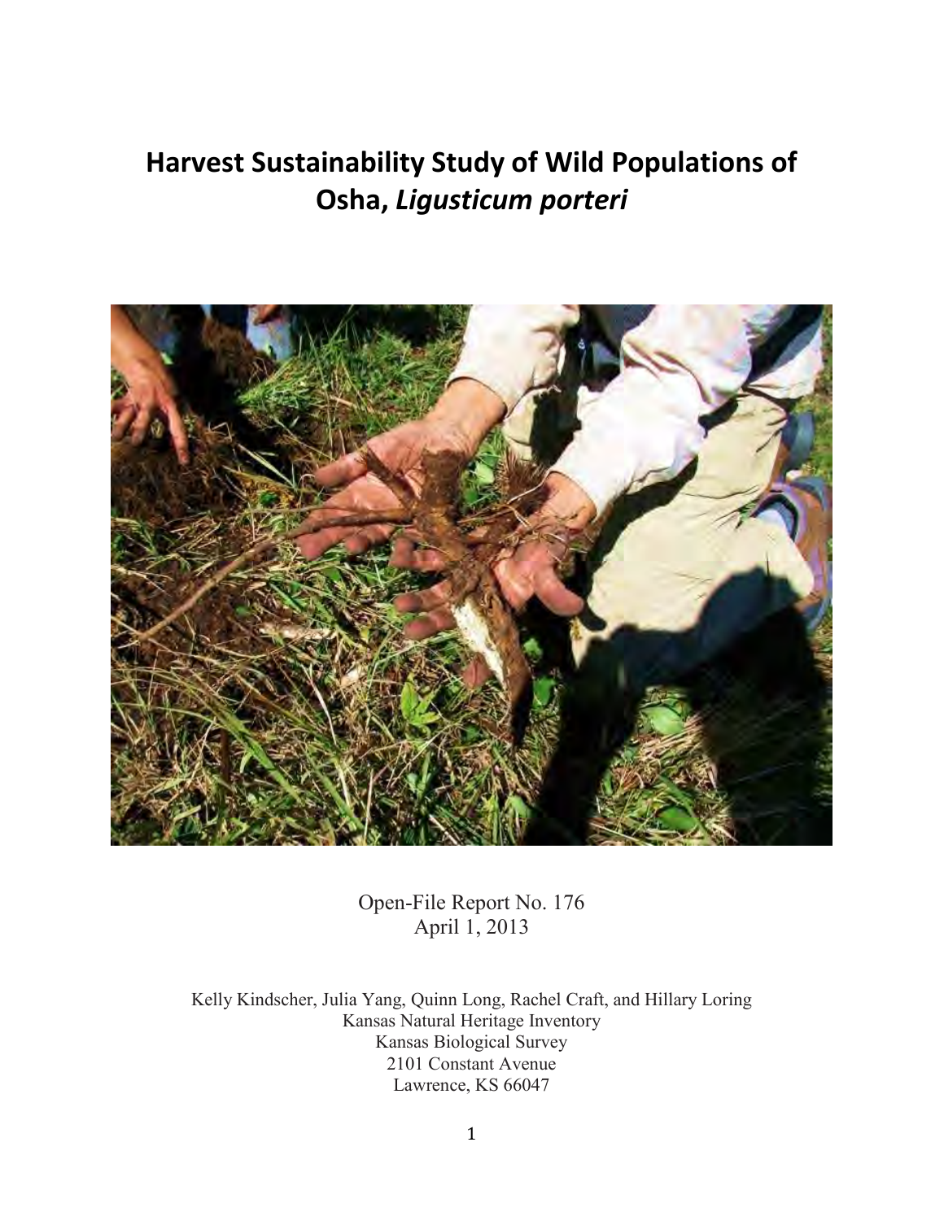# Harvest Sustainability Study of Wild Populations of Osha, *Ligusticum porteri*

Open-File Report No. 176
April 1, 2013

Kelly Kindscher, Julia Yang, Quinn Long, Rachel Craft, and Hillary Loring
Kansas Natural Heritage Inventory
Kansas Biological Survey
2101 Constant Avenue
Lawrence, KS 66047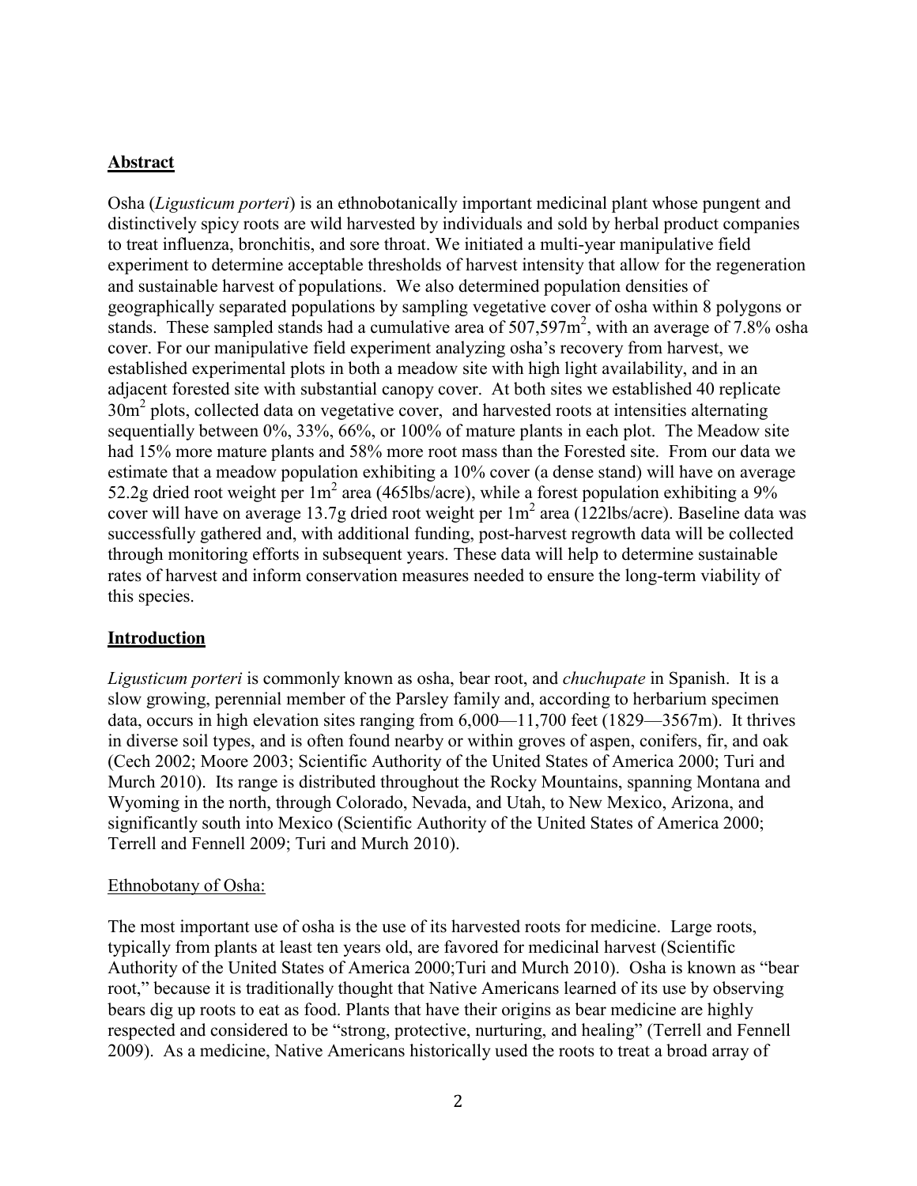## Abstract

Osha (*Ligusticum porteri*) is an ethnobotanically important medicinal plant whose pungent and distinctively spicy roots are wild harvested by individuals and sold by herbal product companies to treat influenza, bronchitis, and sore throat. We initiated a multi-year manipulative field experiment to determine acceptable thresholds of harvest intensity that allow for the regeneration and sustainable harvest of populations. We also determined population densities of geographically separated populations by sampling vegetative cover of osha within 8 polygons or stands. These sampled stands had a cumulative area of 507,597m$^2$, with an average of 7.8% osha cover. For our manipulative field experiment analyzing osha's recovery from harvest, we established experimental plots in both a meadow site with high light availability, and in an adjacent forested site with substantial canopy cover. At both sites we established 40 replicate 30m$^2$ plots, collected data on vegetative cover, and harvested roots at intensities alternating sequentially between 0%, 33%, 66%, or 100% of mature plants in each plot. The Meadow site had 15% more mature plants and 58% more root mass than the Forested site. From our data we estimate that a meadow population exhibiting a 10% cover (a dense stand) will have on average 52.2g dried root weight per 1m$^2$ area (465lbs/acre), while a forest population exhibiting a 9% cover will have on average 13.7g dried root weight per 1m$^2$ area (122lbs/acre). Baseline data was successfully gathered and, with additional funding, post-harvest regrowth data will be collected through monitoring efforts in subsequent years. These data will help to determine sustainable rates of harvest and inform conservation measures needed to ensure the long-term viability of this species.

## Introduction

*Ligusticum porteri* is commonly known as osha, bear root, and *chuchupate* in Spanish. It is a slow growing, perennial member of the Parsley family and, according to herbarium specimen data, occurs in high elevation sites ranging from 6,000—11,700 feet (1829—3567m). It thrives in diverse soil types, and is often found nearby or within groves of aspen, conifers, fir, and oak (Cech 2002; Moore 2003; Scientific Authority of the United States of America 2000; Turi and Murch 2010). Its range is distributed throughout the Rocky Mountains, spanning Montana and Wyoming in the north, through Colorado, Nevada, and Utah, to New Mexico, Arizona, and significantly south into Mexico (Scientific Authority of the United States of America 2000; Terrell and Fennell 2009; Turi and Murch 2010).

### Ethnobotany of Osha:

The most important use of osha is the use of its harvested roots for medicine. Large roots, typically from plants at least ten years old, are favored for medicinal harvest (Scientific Authority of the United States of America 2000;Turi and Murch 2010). Osha is known as "bear root," because it is traditionally thought that Native Americans learned of its use by observing bears dig up roots to eat as food. Plants that have their origins as bear medicine are highly respected and considered to be "strong, protective, nurturing, and healing" (Terrell and Fennell 2009). As a medicine, Native Americans historically used the roots to treat a broad array of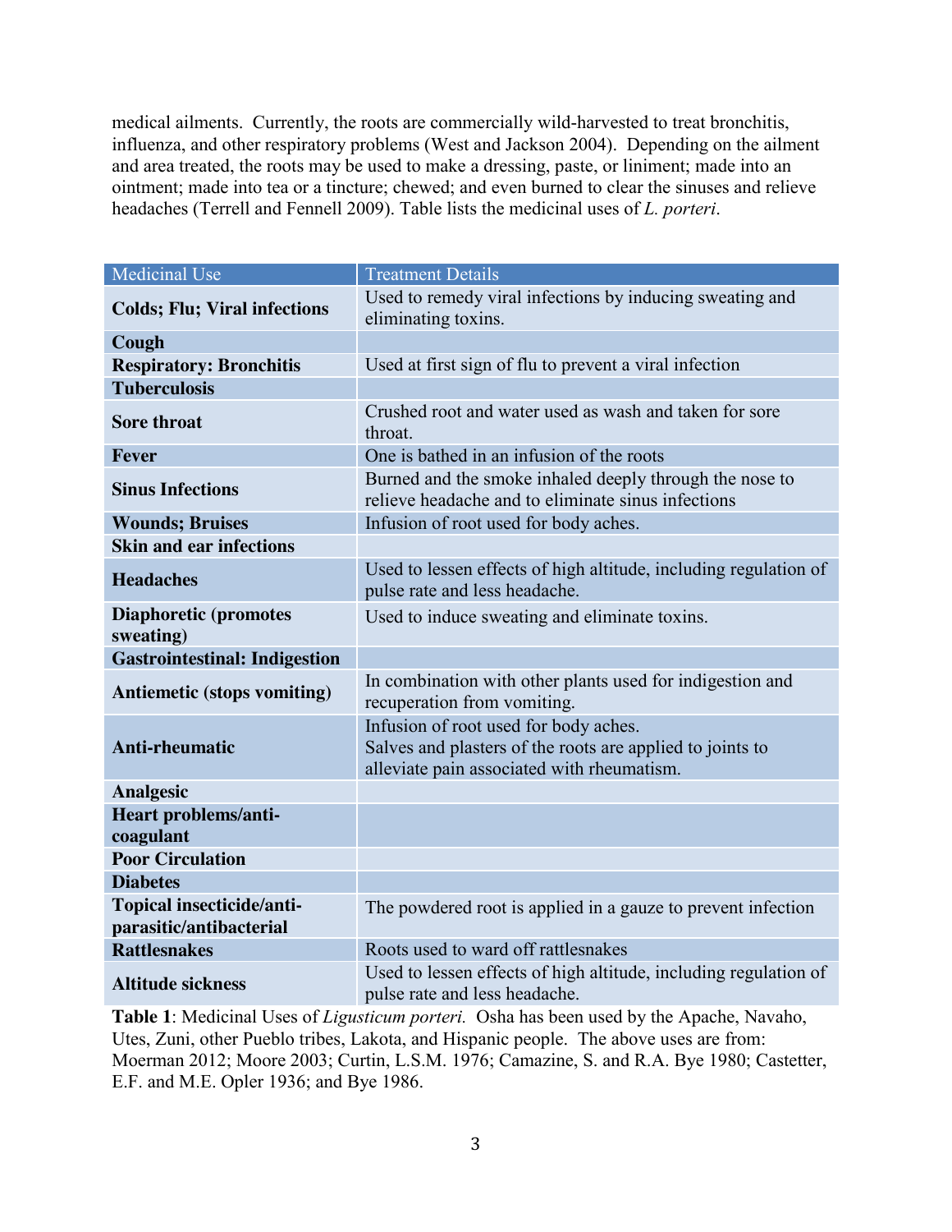medical ailments. Currently, the roots are commercially wild-harvested to treat bronchitis, influenza, and other respiratory problems (West and Jackson 2004). Depending on the ailment and area treated, the roots may be used to make a dressing, paste, or liniment; made into an ointment; made into tea or a tincture; chewed; and even burned to clear the sinuses and relieve headaches (Terrell and Fennell 2009). Table lists the medicinal uses of *L. porteri*.

| Medicinal Use | Treatment Details |
|---|---|
| **Colds; Flu; Viral infections** | Used to remedy viral infections by inducing sweating and eliminating toxins. |
| **Cough** | |
| **Respiratory: Bronchitis** | Used at first sign of flu to prevent a viral infection |
| **Tuberculosis** | |
| **Sore throat** | Crushed root and water used as wash and taken for sore throat. |
| **Fever** | One is bathed in an infusion of the roots |
| **Sinus Infections** | Burned and the smoke inhaled deeply through the nose to relieve headache and to eliminate sinus infections |
| **Wounds; Bruises** | Infusion of root used for body aches. |
| **Skin and ear infections** | |
| **Headaches** | Used to lessen effects of high altitude, including regulation of pulse rate and less headache. |
| **Diaphoretic (promotes sweating)** | Used to induce sweating and eliminate toxins. |
| **Gastrointestinal: Indigestion** | |
| **Antiemetic (stops vomiting)** | In combination with other plants used for indigestion and recuperation from vomiting. |
| **Anti-rheumatic** | Infusion of root used for body aches.<br>Salves and plasters of the roots are applied to joints to alleviate pain associated with rheumatism. |
| **Analgesic** | |
| **Heart problems/anti-coagulant** | |
| **Poor Circulation** | |
| **Diabetes** | |
| **Topical insecticide/anti-parasitic/antibacterial** | The powdered root is applied in a gauze to prevent infection |
| **Rattlesnakes** | Roots used to ward off rattlesnakes |
| **Altitude sickness** | Used to lessen effects of high altitude, including regulation of pulse rate and less headache. |

**Table 1**: Medicinal Uses of *Ligusticum porteri.* Osha has been used by the Apache, Navaho, Utes, Zuni, other Pueblo tribes, Lakota, and Hispanic people. The above uses are from: Moerman 2012; Moore 2003; Curtin, L.S.M. 1976; Camazine, S. and R.A. Bye 1980; Castetter, E.F. and M.E. Opler 1936; and Bye 1986.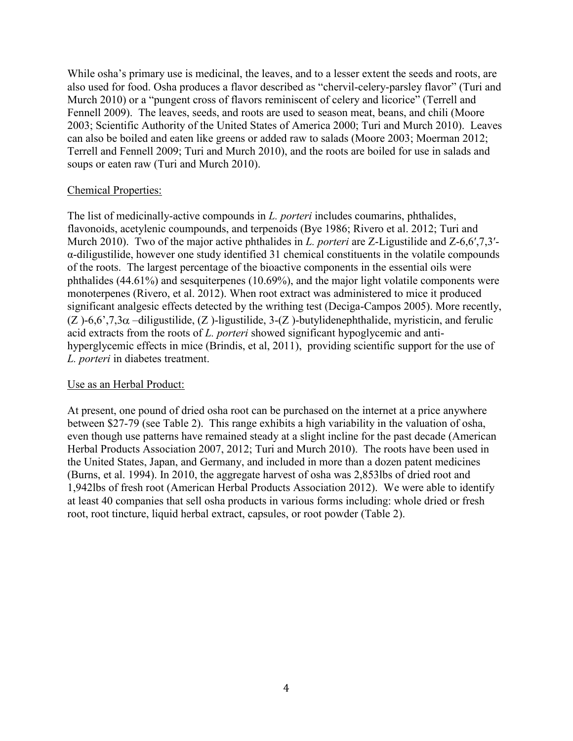While osha's primary use is medicinal, the leaves, and to a lesser extent the seeds and roots, are also used for food. Osha produces a flavor described as "chervil-celery-parsley flavor" (Turi and Murch 2010) or a "pungent cross of flavors reminiscent of celery and licorice" (Terrell and Fennell 2009). The leaves, seeds, and roots are used to season meat, beans, and chili (Moore 2003; Scientific Authority of the United States of America 2000; Turi and Murch 2010). Leaves can also be boiled and eaten like greens or added raw to salads (Moore 2003; Moerman 2012; Terrell and Fennell 2009; Turi and Murch 2010), and the roots are boiled for use in salads and soups or eaten raw (Turi and Murch 2010).

## Chemical Properties:

The list of medicinally-active compounds in *L. porteri* includes coumarins, phthalides, flavonoids, acetylenic coumpounds, and terpenoids (Bye 1986; Rivero et al. 2012; Turi and Murch 2010). Two of the major active phthalides in *L. porteri* are Z-Ligustilide and Z-6,6′,7,3′-α-diligustilide, however one study identified 31 chemical constituents in the volatile compounds of the roots. The largest percentage of the bioactive components in the essential oils were phthalides (44.61%) and sesquiterpenes (10.69%), and the major light volatile components were monoterpenes (Rivero, et al. 2012). When root extract was administered to mice it produced significant analgesic effects detected by the writhing test (Deciga-Campos 2005). More recently, (Z )-6,6',7,3α –diligustilide, (Z )-ligustilide, 3-(Z )-butylidenephthalide, myristicin, and ferulic acid extracts from the roots of *L. porteri* showed significant hypoglycemic and anti-hyperglycemic effects in mice (Brindis, et al, 2011), providing scientific support for the use of *L. porteri* in diabetes treatment.

## Use as an Herbal Product:

At present, one pound of dried osha root can be purchased on the internet at a price anywhere between $27-79 (see Table 2). This range exhibits a high variability in the valuation of osha, even though use patterns have remained steady at a slight incline for the past decade (American Herbal Products Association 2007, 2012; Turi and Murch 2010). The roots have been used in the United States, Japan, and Germany, and included in more than a dozen patent medicines (Burns, et al. 1994). In 2010, the aggregate harvest of osha was 2,853lbs of dried root and 1,942lbs of fresh root (American Herbal Products Association 2012). We were able to identify at least 40 companies that sell osha products in various forms including: whole dried or fresh root, root tincture, liquid herbal extract, capsules, or root powder (Table 2).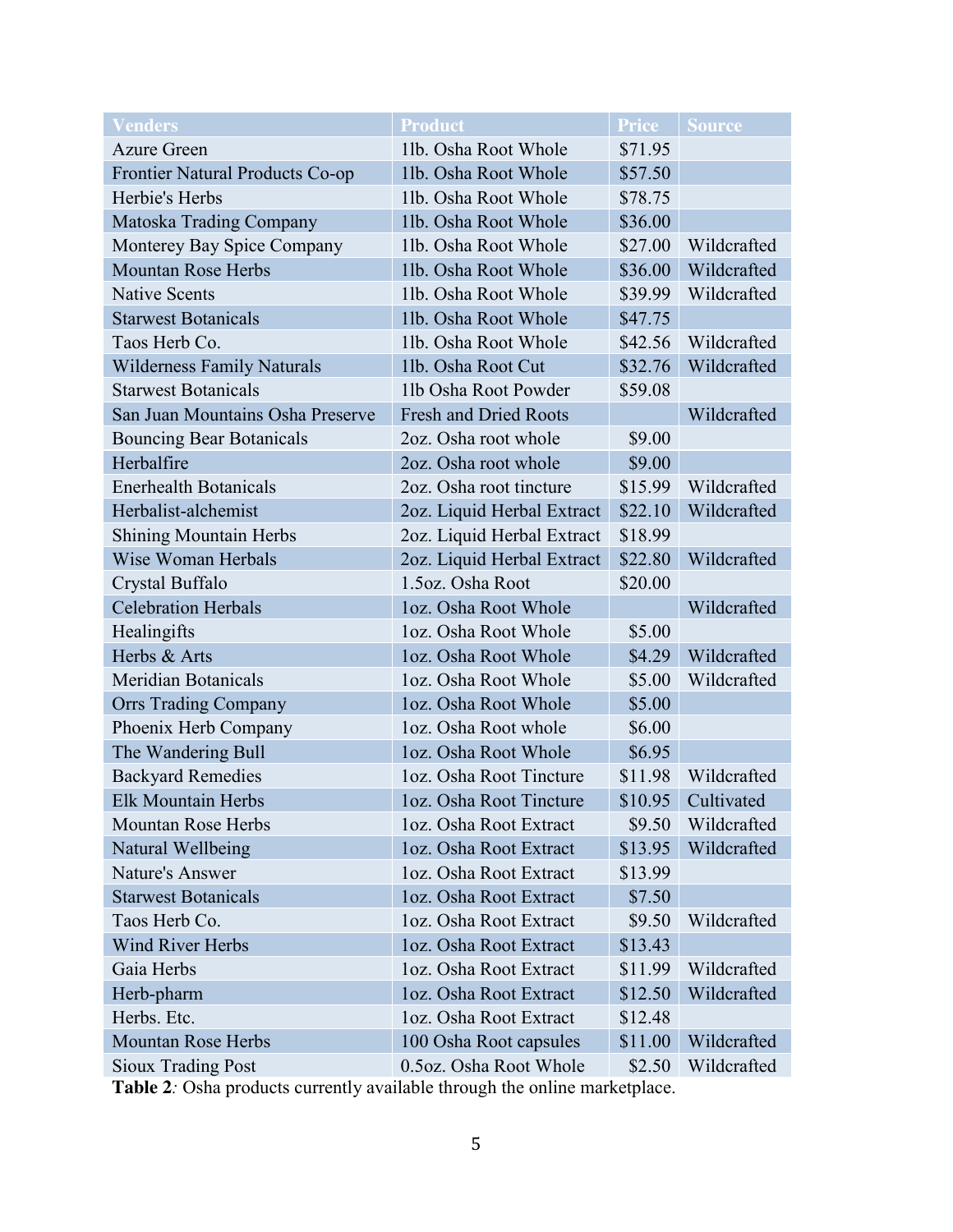| Venders | Product | Price | Source |
|---|---|---|---|
| Azure Green | 1lb. Osha Root Whole | $71.95 | |
| Frontier Natural Products Co-op | 1lb. Osha Root Whole | $57.50 | |
| Herbie's Herbs | 1lb. Osha Root Whole | $78.75 | |
| Matoska Trading Company | 1lb. Osha Root Whole | $36.00 | |
| Monterey Bay Spice Company | 1lb. Osha Root Whole | $27.00 | Wildcrafted |
| Mountain Rose Herbs | 1lb. Osha Root Whole | $36.00 | Wildcrafted |
| Native Scents | 1lb. Osha Root Whole | $39.99 | Wildcrafted |
| Starwest Botanicals | 1lb. Osha Root Whole | $47.75 | |
| Taos Herb Co. | 1lb. Osha Root Whole | $42.56 | Wildcrafted |
| Wilderness Family Naturals | 1lb. Osha Root Cut | $32.76 | Wildcrafted |
| Starwest Botanicals | 1lb Osha Root Powder | $59.08 | |
| San Juan Mountains Osha Preserve | Fresh and Dried Roots | | Wildcrafted |
| Bouncing Bear Botanicals | 2oz. Osha root whole | $9.00 | |
| Herbalfire | 2oz. Osha root whole | $9.00 | |
| Enerhealth Botanicals | 2oz. Osha root tincture | $15.99 | Wildcrafted |
| Herbalist-alchemist | 2oz. Liquid Herbal Extract | $22.10 | Wildcrafted |
| Shining Mountain Herbs | 2oz. Liquid Herbal Extract | $18.99 | |
| Wise Woman Herbals | 2oz. Liquid Herbal Extract | $22.80 | Wildcrafted |
| Crystal Buffalo | 1.5oz. Osha Root | $20.00 | |
| Celebration Herbals | 1oz. Osha Root Whole | | Wildcrafted |
| Healingifts | 1oz. Osha Root Whole | $5.00 | |
| Herbs & Arts | 1oz. Osha Root Whole | $4.29 | Wildcrafted |
| Meridian Botanicals | 1oz. Osha Root Whole | $5.00 | Wildcrafted |
| Orrs Trading Company | 1oz. Osha Root Whole | $5.00 | |
| Phoenix Herb Company | 1oz. Osha Root whole | $6.00 | |
| The Wandering Bull | 1oz. Osha Root Whole | $6.95 | |
| Backyard Remedies | 1oz. Osha Root Tincture | $11.98 | Wildcrafted |
| Elk Mountain Herbs | 1oz. Osha Root Tincture | $10.95 | Cultivated |
| Mountain Rose Herbs | 1oz. Osha Root Extract | $9.50 | Wildcrafted |
| Natural Wellbeing | 1oz. Osha Root Extract | $13.95 | Wildcrafted |
| Nature's Answer | 1oz. Osha Root Extract | $13.99 | |
| Starwest Botanicals | 1oz. Osha Root Extract | $7.50 | |
| Taos Herb Co. | 1oz. Osha Root Extract | $9.50 | Wildcrafted |
| Wind River Herbs | 1oz. Osha Root Extract | $13.43 | |
| Gaia Herbs | 1oz. Osha Root Extract | $11.99 | Wildcrafted |
| Herb-pharm | 1oz. Osha Root Extract | $12.50 | Wildcrafted |
| Herbs. Etc. | 1oz. Osha Root Extract | $12.48 | |
| Mountain Rose Herbs | 100 Osha Root capsules | $11.00 | Wildcrafted |
| Sioux Trading Post | 0.5oz. Osha Root Whole | $2.50 | Wildcrafted |

**Table 2***:* Osha products currently available through the online marketplace.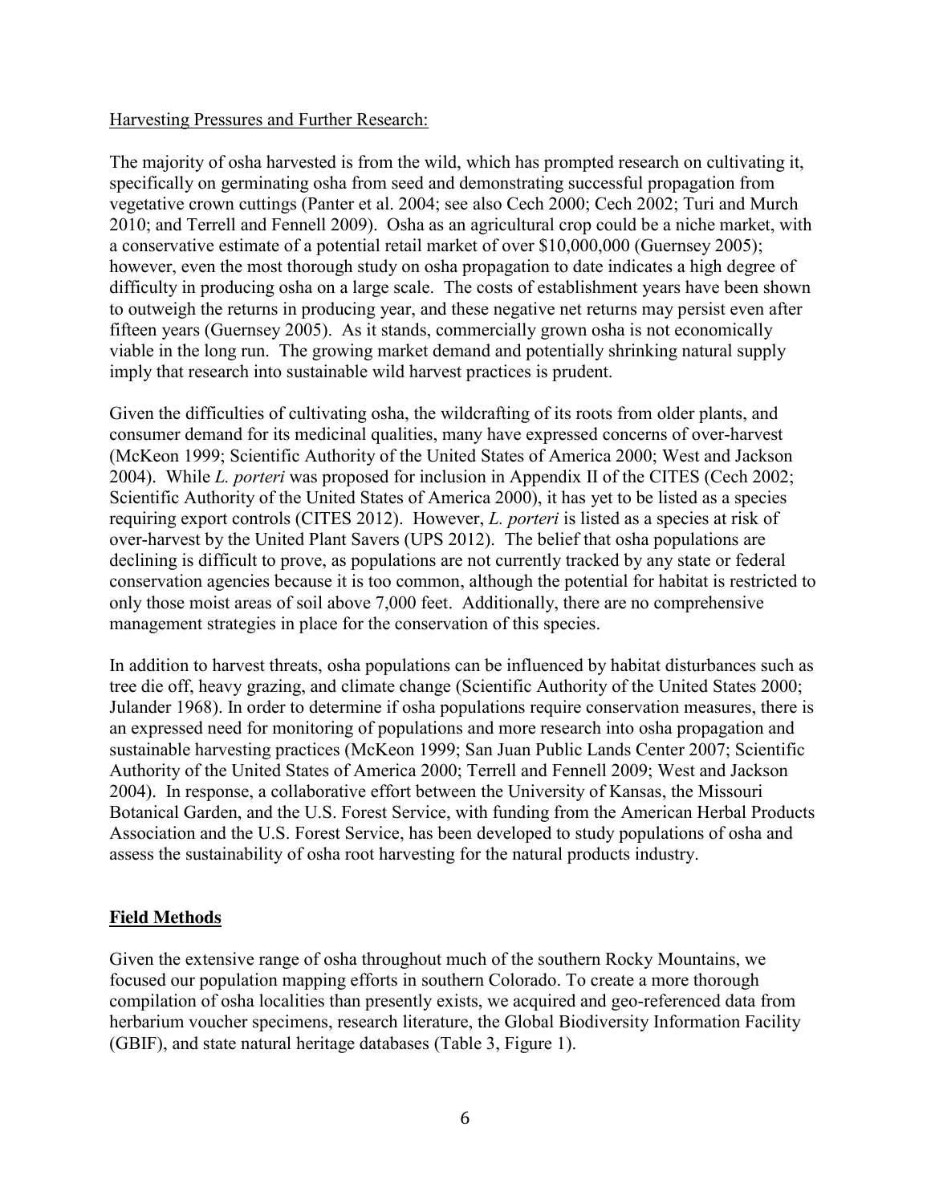Harvesting Pressures and Further Research:

The majority of osha harvested is from the wild, which has prompted research on cultivating it, specifically on germinating osha from seed and demonstrating successful propagation from vegetative crown cuttings (Panter et al. 2004; see also Cech 2000; Cech 2002; Turi and Murch 2010; and Terrell and Fennell 2009). Osha as an agricultural crop could be a niche market, with a conservative estimate of a potential retail market of over \$10,000,000 (Guernsey 2005); however, even the most thorough study on osha propagation to date indicates a high degree of difficulty in producing osha on a large scale. The costs of establishment years have been shown to outweigh the returns in producing year, and these negative net returns may persist even after fifteen years (Guernsey 2005). As it stands, commercially grown osha is not economically viable in the long run. The growing market demand and potentially shrinking natural supply imply that research into sustainable wild harvest practices is prudent.

Given the difficulties of cultivating osha, the wildcrafting of its roots from older plants, and consumer demand for its medicinal qualities, many have expressed concerns of over-harvest (McKeon 1999; Scientific Authority of the United States of America 2000; West and Jackson 2004). While *L. porteri* was proposed for inclusion in Appendix II of the CITES (Cech 2002; Scientific Authority of the United States of America 2000), it has yet to be listed as a species requiring export controls (CITES 2012). However, *L. porteri* is listed as a species at risk of over-harvest by the United Plant Savers (UPS 2012). The belief that osha populations are declining is difficult to prove, as populations are not currently tracked by any state or federal conservation agencies because it is too common, although the potential for habitat is restricted to only those moist areas of soil above 7,000 feet. Additionally, there are no comprehensive management strategies in place for the conservation of this species.

In addition to harvest threats, osha populations can be influenced by habitat disturbances such as tree die off, heavy grazing, and climate change (Scientific Authority of the United States 2000; Julander 1968). In order to determine if osha populations require conservation measures, there is an expressed need for monitoring of populations and more research into osha propagation and sustainable harvesting practices (McKeon 1999; San Juan Public Lands Center 2007; Scientific Authority of the United States of America 2000; Terrell and Fennell 2009; West and Jackson 2004). In response, a collaborative effort between the University of Kansas, the Missouri Botanical Garden, and the U.S. Forest Service, with funding from the American Herbal Products Association and the U.S. Forest Service, has been developed to study populations of osha and assess the sustainability of osha root harvesting for the natural products industry.

## Field Methods

Given the extensive range of osha throughout much of the southern Rocky Mountains, we focused our population mapping efforts in southern Colorado. To create a more thorough compilation of osha localities than presently exists, we acquired and geo-referenced data from herbarium voucher specimens, research literature, the Global Biodiversity Information Facility (GBIF), and state natural heritage databases (Table 3, Figure 1).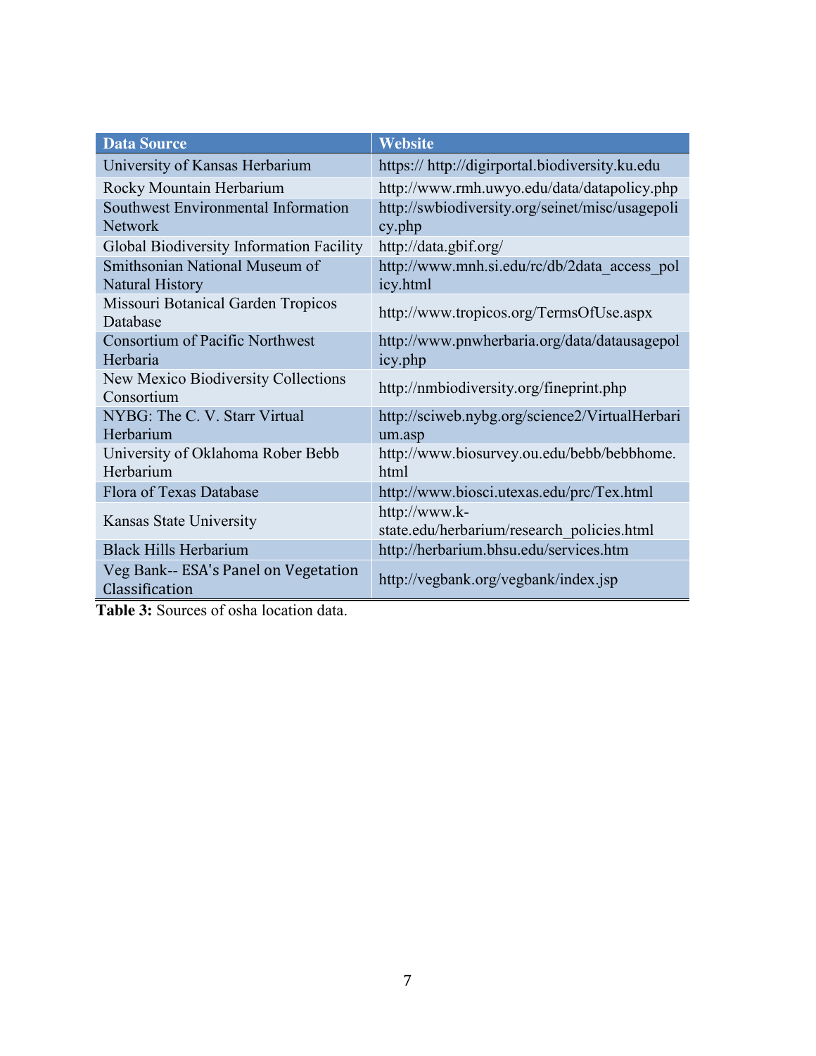| Data Source | Website |
|---|---|
| University of Kansas Herbarium | https:// http://digirportal.biodiversity.ku.edu |
| Rocky Mountain Herbarium | http://www.rmh.uwyo.edu/data/datapolicy.php |
| Southwest Environmental Information Network | http://swbiodiversity.org/seinet/misc/usagepolicy.php |
| Global Biodiversity Information Facility | http://data.gbif.org/ |
| Smithsonian National Museum of Natural History | http://www.mnh.si.edu/rc/db/2data_access_policy.html |
| Missouri Botanical Garden Tropicos Database | http://www.tropicos.org/TermsOfUse.aspx |
| Consortium of Pacific Northwest Herbaria | http://www.pnwherbaria.org/data/datausagepolicy.php |
| New Mexico Biodiversity Collections Consortium | http://nmbiodiversity.org/fineprint.php |
| NYBG: The C. V. Starr Virtual Herbarium | http://sciweb.nybg.org/science2/VirtualHerbarium.asp |
| University of Oklahoma Rober Bebb Herbarium | http://www.biosurvey.ou.edu/bebb/bebbhome.html |
| Flora of Texas Database | http://www.biosci.utexas.edu/prc/Tex.html |
| Kansas State University | http://www.k-state.edu/herbarium/research_policies.html |
| Black Hills Herbarium | http://herbarium.bhsu.edu/services.htm |
| Veg Bank-- ESA's Panel on Vegetation Classification | http://vegbank.org/vegbank/index.jsp |

**Table 3:** Sources of osha location data.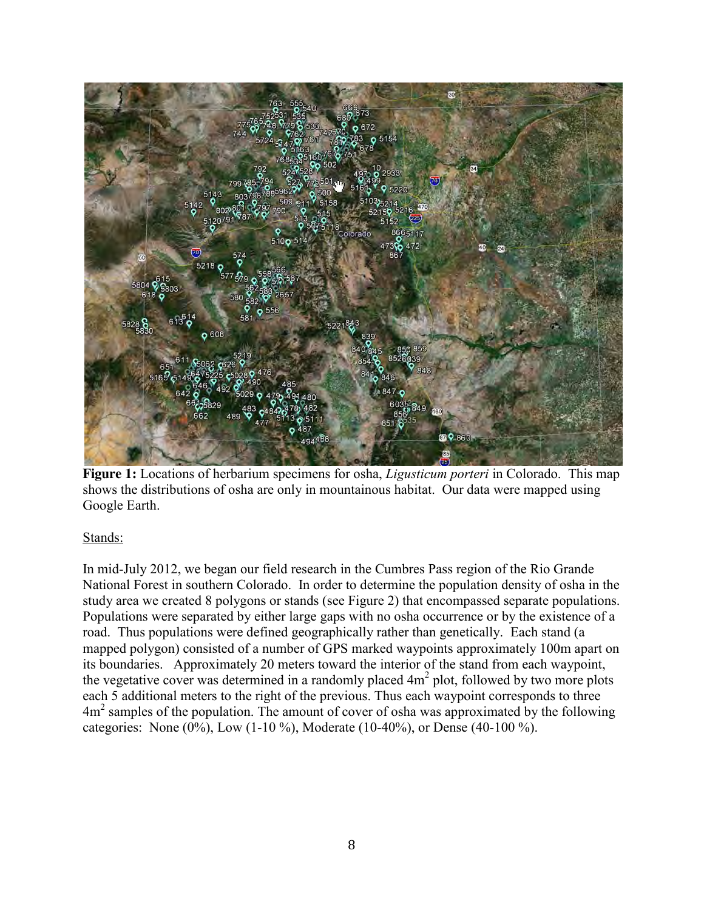**Figure 1:** Locations of herbarium specimens for osha, *Ligusticum porteri* in Colorado. This map shows the distributions of osha are only in mountainous habitat. Our data were mapped using Google Earth.

Stands:

In mid-July 2012, we began our field research in the Cumbres Pass region of the Rio Grande National Forest in southern Colorado. In order to determine the population density of osha in the study area we created 8 polygons or stands (see Figure 2) that encompassed separate populations. Populations were separated by either large gaps with no osha occurrence or by the existence of a road. Thus populations were defined geographically rather than genetically. Each stand (a mapped polygon) consisted of a number of GPS marked waypoints approximately 100m apart on its boundaries. Approximately 20 meters toward the interior of the stand from each waypoint, the vegetative cover was determined in a randomly placed $4m^2$ plot, followed by two more plots each 5 additional meters to the right of the previous. Thus each waypoint corresponds to three $4m^2$ samples of the population. The amount of cover of osha was approximated by the following categories: None (0%), Low (1-10 %), Moderate (10-40%), or Dense (40-100 %).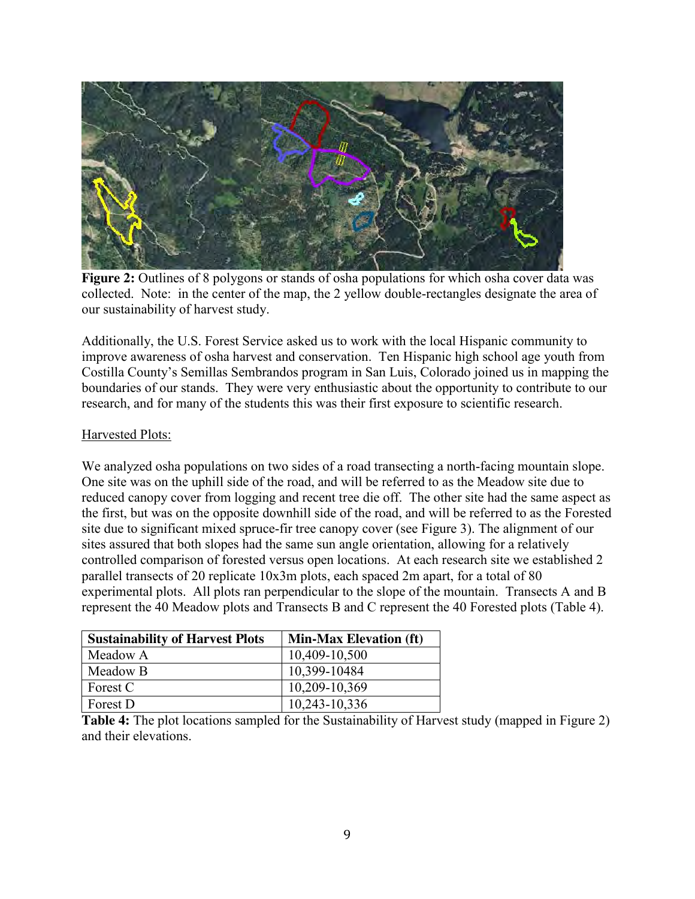**Figure 2:** Outlines of 8 polygons or stands of osha populations for which osha cover data was collected. Note: in the center of the map, the 2 yellow double-rectangles designate the area of our sustainability of harvest study.

Additionally, the U.S. Forest Service asked us to work with the local Hispanic community to improve awareness of osha harvest and conservation. Ten Hispanic high school age youth from Costilla County's Semillas Sembrandos program in San Luis, Colorado joined us in mapping the boundaries of our stands. They were very enthusiastic about the opportunity to contribute to our research, and for many of the students this was their first exposure to scientific research.

Harvested Plots:

We analyzed osha populations on two sides of a road transecting a north-facing mountain slope. One site was on the uphill side of the road, and will be referred to as the Meadow site due to reduced canopy cover from logging and recent tree die off. The other site had the same aspect as the first, but was on the opposite downhill side of the road, and will be referred to as the Forested site due to significant mixed spruce-fir tree canopy cover (see Figure 3). The alignment of our sites assured that both slopes had the same sun angle orientation, allowing for a relatively controlled comparison of forested versus open locations. At each research site we established 2 parallel transects of 20 replicate 10x3m plots, each spaced 2m apart, for a total of 80 experimental plots. All plots ran perpendicular to the slope of the mountain. Transects A and B represent the 40 Meadow plots and Transects B and C represent the 40 Forested plots (Table 4).

| Sustainability of Harvest Plots | Min-Max Elevation (ft) |
|---|---|
| Meadow A | 10,409-10,500 |
| Meadow B | 10,399-10484 |
| Forest C | 10,209-10,369 |
| Forest D | 10,243-10,336 |

**Table 4:** The plot locations sampled for the Sustainability of Harvest study (mapped in Figure 2) and their elevations.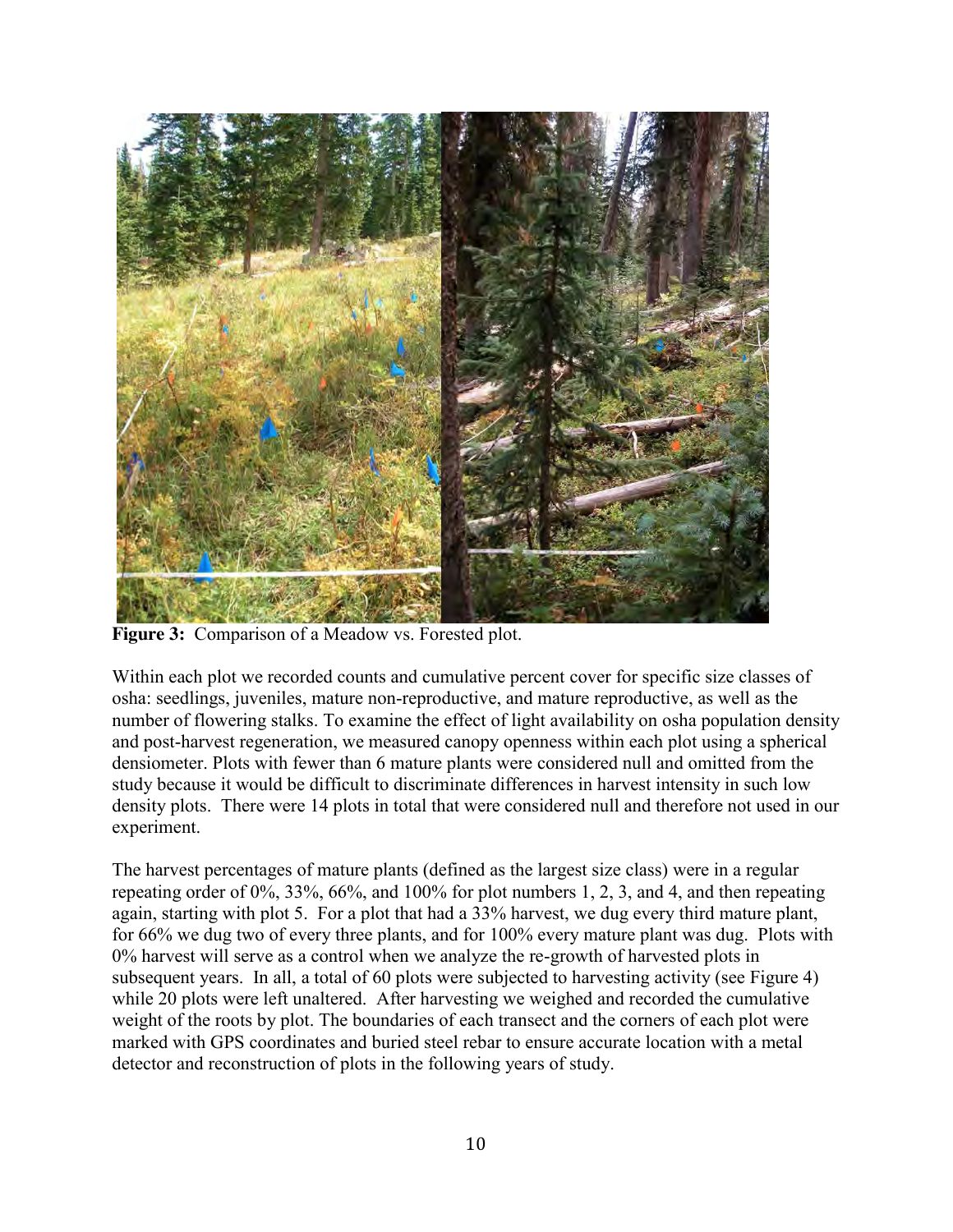**Figure 3:** Comparison of a Meadow vs. Forested plot.

Within each plot we recorded counts and cumulative percent cover for specific size classes of osha: seedlings, juveniles, mature non-reproductive, and mature reproductive, as well as the number of flowering stalks. To examine the effect of light availability on osha population density and post-harvest regeneration, we measured canopy openness within each plot using a spherical densiometer. Plots with fewer than 6 mature plants were considered null and omitted from the study because it would be difficult to discriminate differences in harvest intensity in such low density plots. There were 14 plots in total that were considered null and therefore not used in our experiment.

The harvest percentages of mature plants (defined as the largest size class) were in a regular repeating order of 0%, 33%, 66%, and 100% for plot numbers 1, 2, 3, and 4, and then repeating again, starting with plot 5. For a plot that had a 33% harvest, we dug every third mature plant, for 66% we dug two of every three plants, and for 100% every mature plant was dug. Plots with 0% harvest will serve as a control when we analyze the re-growth of harvested plots in subsequent years. In all, a total of 60 plots were subjected to harvesting activity (see Figure 4) while 20 plots were left unaltered. After harvesting we weighed and recorded the cumulative weight of the roots by plot. The boundaries of each transect and the corners of each plot were marked with GPS coordinates and buried steel rebar to ensure accurate location with a metal detector and reconstruction of plots in the following years of study.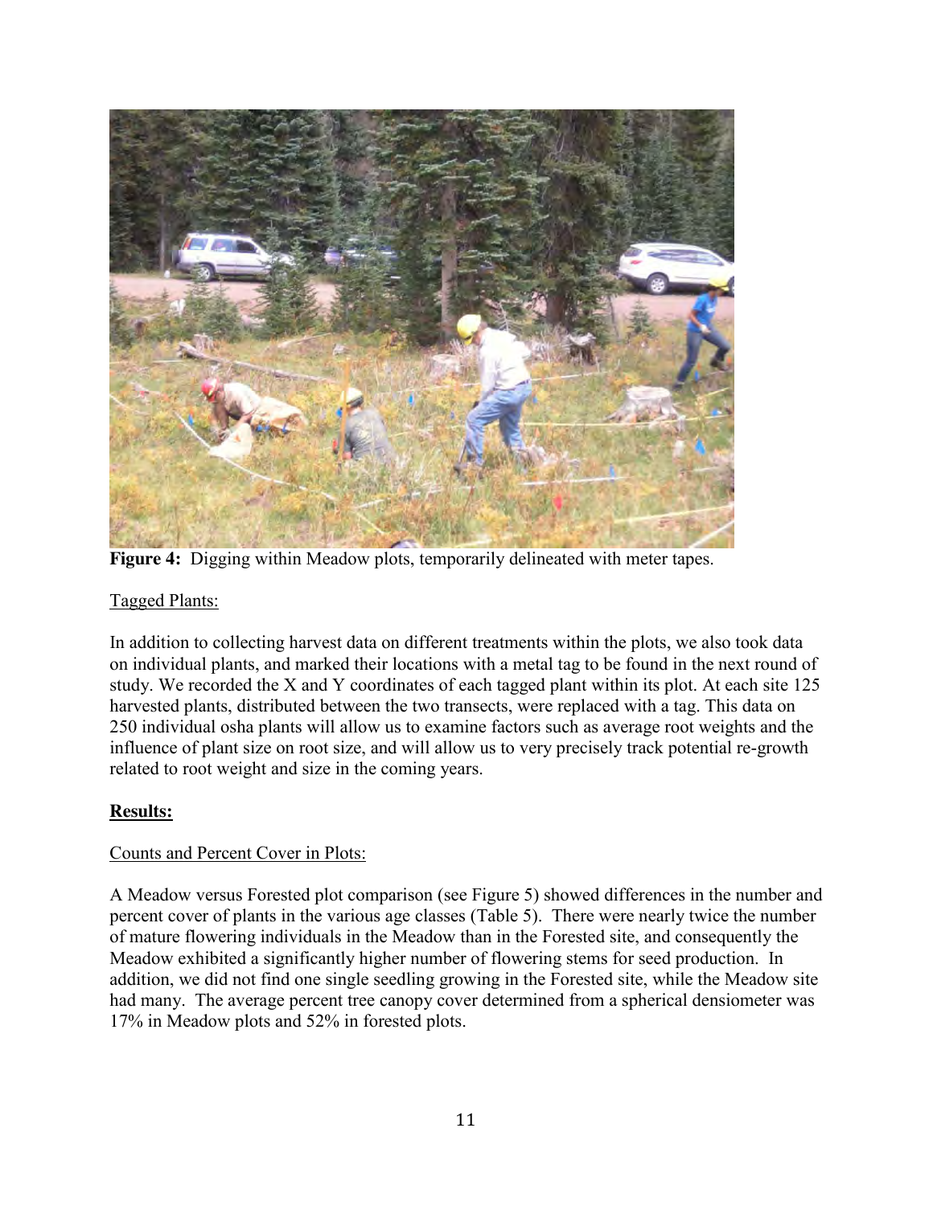**Figure 4:** Digging within Meadow plots, temporarily delineated with meter tapes.

Tagged Plants:

In addition to collecting harvest data on different treatments within the plots, we also took data on individual plants, and marked their locations with a metal tag to be found in the next round of study. We recorded the X and Y coordinates of each tagged plant within its plot. At each site 125 harvested plants, distributed between the two transects, were replaced with a tag. This data on 250 individual osha plants will allow us to examine factors such as average root weights and the influence of plant size on root size, and will allow us to very precisely track potential re-growth related to root weight and size in the coming years.

**Results:**

Counts and Percent Cover in Plots:

A Meadow versus Forested plot comparison (see Figure 5) showed differences in the number and percent cover of plants in the various age classes (Table 5). There were nearly twice the number of mature flowering individuals in the Meadow than in the Forested site, and consequently the Meadow exhibited a significantly higher number of flowering stems for seed production. In addition, we did not find one single seedling growing in the Forested site, while the Meadow site had many. The average percent tree canopy cover determined from a spherical densiometer was 17% in Meadow plots and 52% in forested plots.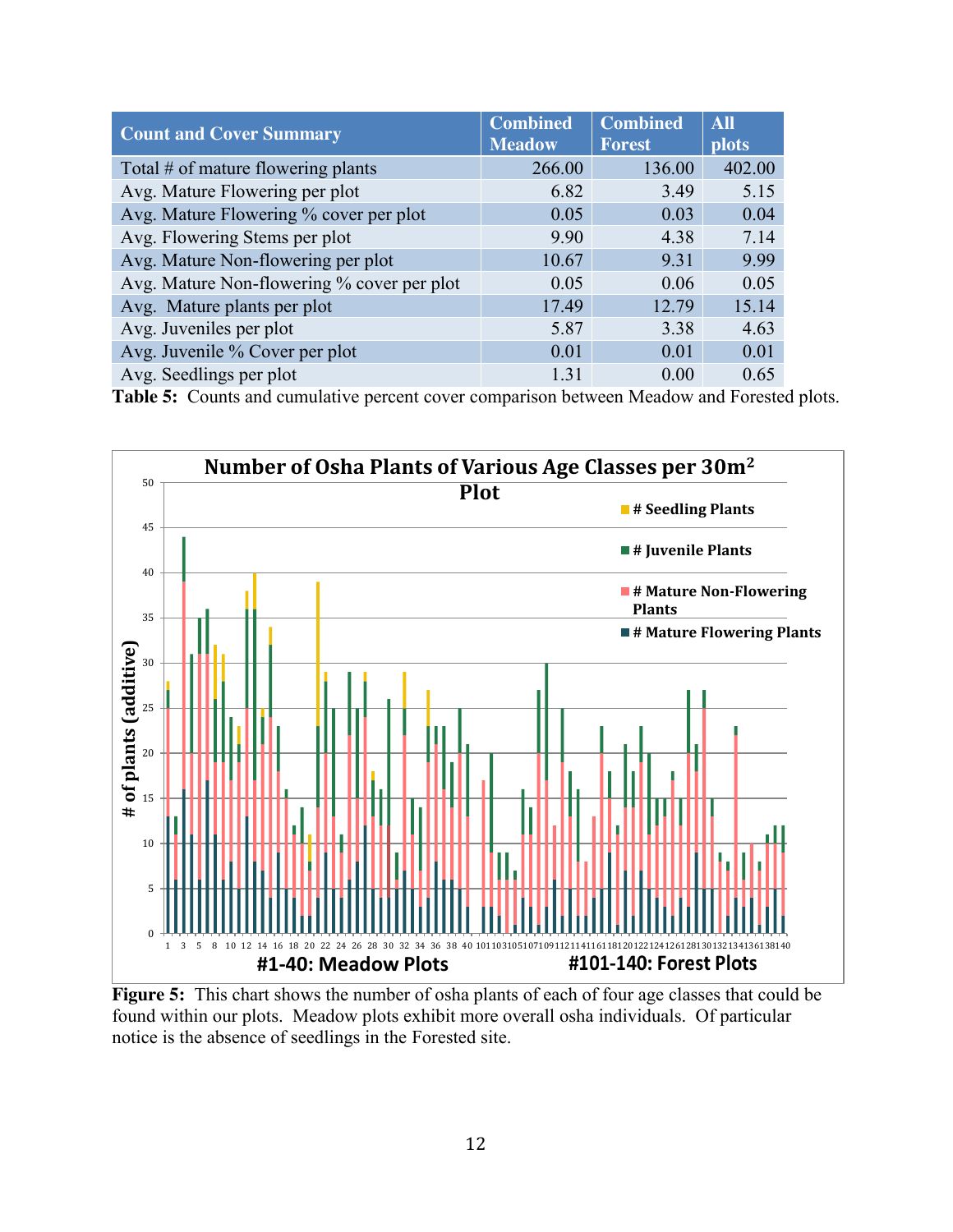| Count and Cover Summary | Combined Meadow | Combined Forest | All plots |
|---|---|---|---|
| Total # of mature flowering plants | 266.00 | 136.00 | 402.00 |
| Avg. Mature Flowering per plot | 6.82 | 3.49 | 5.15 |
| Avg. Mature Flowering % cover per plot | 0.05 | 0.03 | 0.04 |
| Avg. Flowering Stems per plot | 9.90 | 4.38 | 7.14 |
| Avg. Mature Non-flowering per plot | 10.67 | 9.31 | 9.99 |
| Avg. Mature Non-flowering % cover per plot | 0.05 | 0.06 | 0.05 |
| Avg. Mature plants per plot | 17.49 | 12.79 | 15.14 |
| Avg. Juveniles per plot | 5.87 | 3.38 | 4.63 |
| Avg. Juvenile % Cover per plot | 0.01 | 0.01 | 0.01 |
| Avg. Seedlings per plot | 1.31 | 0.00 | 0.65 |

**Table 5:** Counts and cumulative percent cover comparison between Meadow and Forested plots.

Number of Osha Plants of Various Age Classes per 30m² Plot

\# Seedling Plants

\# Juvenile Plants

\# Mature Non-Flowering Plants

\# Mature Flowering Plants

\# of plants (additive)

0 5 10 15 20 25 30 35 40 45 50

1 3 5 8 10 12 14 16 18 20 22 24 26 28 30 32 34 36 38 40 101 103 105 107 109 112 114 116 118 120 122 124 126 128 130 132 134 136 138 140

\#1-40: Meadow Plots

\#101-140: Forest Plots

**Figure 5:** This chart shows the number of osha plants of each of four age classes that could be found within our plots. Meadow plots exhibit more overall osha individuals. Of particular notice is the absence of seedlings in the Forested site.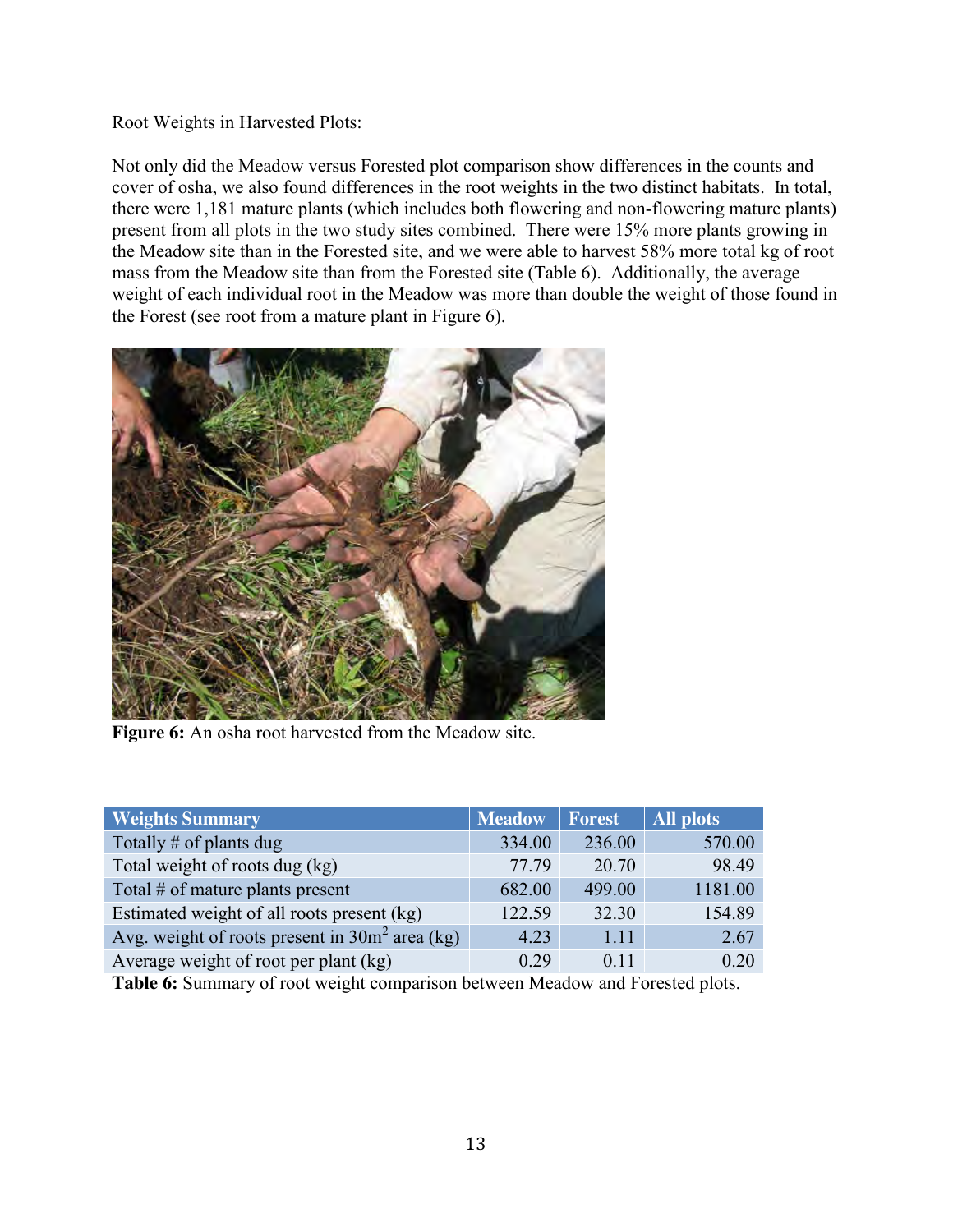Root Weights in Harvested Plots:

Not only did the Meadow versus Forested plot comparison show differences in the counts and cover of osha, we also found differences in the root weights in the two distinct habitats. In total, there were 1,181 mature plants (which includes both flowering and non-flowering mature plants) present from all plots in the two study sites combined. There were 15% more plants growing in the Meadow site than in the Forested site, and we were able to harvest 58% more total kg of root mass from the Meadow site than from the Forested site (Table 6). Additionally, the average weight of each individual root in the Meadow was more than double the weight of those found in the Forest (see root from a mature plant in Figure 6).

**Figure 6:** An osha root harvested from the Meadow site.

| Weights Summary | Meadow | Forest | All plots |
|---|---|---|---|
| Totally # of plants dug | 334.00 | 236.00 | 570.00 |
| Total weight of roots dug (kg) | 77.79 | 20.70 | 98.49 |
| Total # of mature plants present | 682.00 | 499.00 | 1181.00 |
| Estimated weight of all roots present (kg) | 122.59 | 32.30 | 154.89 |
| Avg. weight of roots present in $30m^2$ area (kg) | 4.23 | 1.11 | 2.67 |
| Average weight of root per plant (kg) | 0.29 | 0.11 | 0.20 |

**Table 6:** Summary of root weight comparison between Meadow and Forested plots.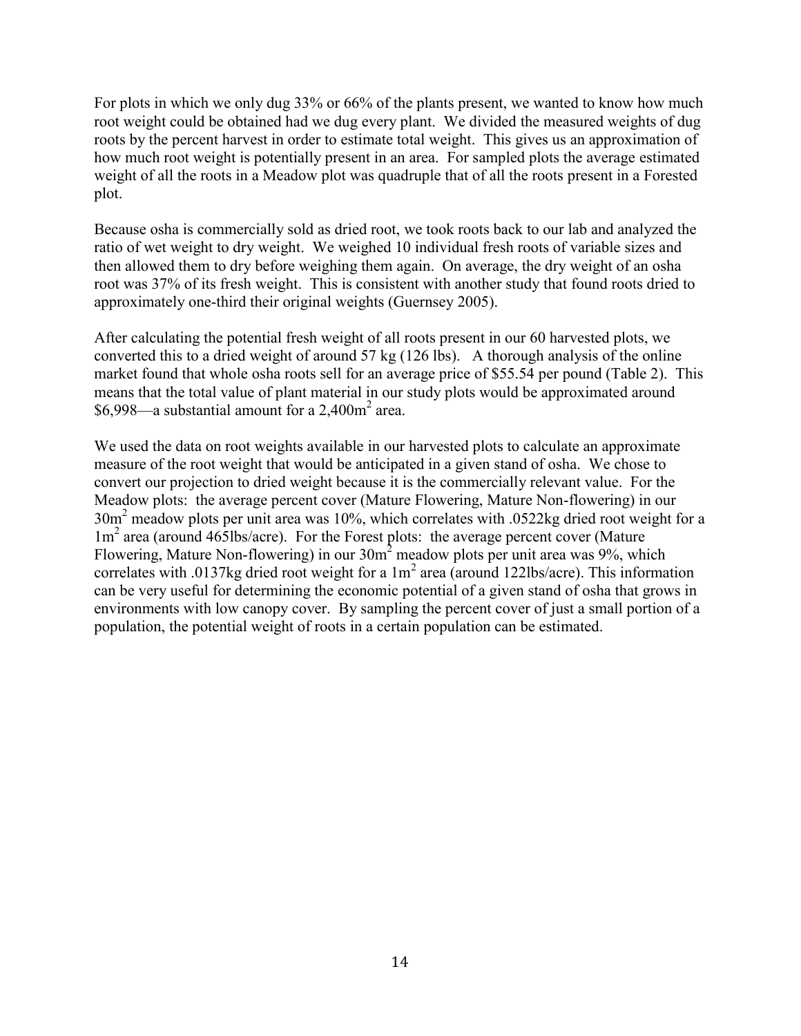For plots in which we only dug 33% or 66% of the plants present, we wanted to know how much root weight could be obtained had we dug every plant. We divided the measured weights of dug roots by the percent harvest in order to estimate total weight. This gives us an approximation of how much root weight is potentially present in an area. For sampled plots the average estimated weight of all the roots in a Meadow plot was quadruple that of all the roots present in a Forested plot.

Because osha is commercially sold as dried root, we took roots back to our lab and analyzed the ratio of wet weight to dry weight. We weighed 10 individual fresh roots of variable sizes and then allowed them to dry before weighing them again. On average, the dry weight of an osha root was 37% of its fresh weight. This is consistent with another study that found roots dried to approximately one-third their original weights (Guernsey 2005).

After calculating the potential fresh weight of all roots present in our 60 harvested plots, we converted this to a dried weight of around 57 kg (126 lbs). A thorough analysis of the online market found that whole osha roots sell for an average price of $55.54 per pound (Table 2). This means that the total value of plant material in our study plots would be approximated around $6,998—a substantial amount for a 2,400$m^2$ area.

We used the data on root weights available in our harvested plots to calculate an approximate measure of the root weight that would be anticipated in a given stand of osha. We chose to convert our projection to dried weight because it is the commercially relevant value. For the Meadow plots: the average percent cover (Mature Flowering, Mature Non-flowering) in our 30$m^2$ meadow plots per unit area was 10%, which correlates with .0522kg dried root weight for a 1$m^2$ area (around 465lbs/acre). For the Forest plots: the average percent cover (Mature Flowering, Mature Non-flowering) in our 30$m^2$ meadow plots per unit area was 9%, which correlates with .0137kg dried root weight for a 1$m^2$ area (around 122lbs/acre). This information can be very useful for determining the economic potential of a given stand of osha that grows in environments with low canopy cover. By sampling the percent cover of just a small portion of a population, the potential weight of roots in a certain population can be estimated.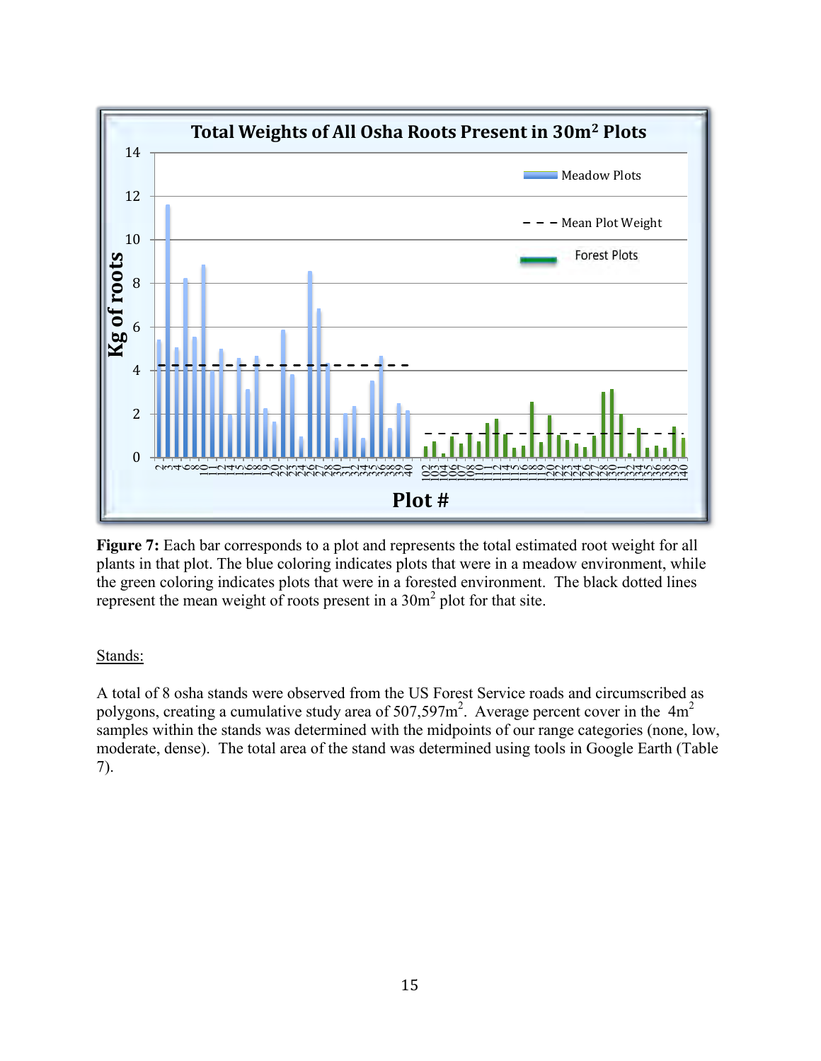Total Weights of All Osha Roots Present in 30m² Plots

Kg of roots

14
12
10
8
6
4
2
0

Meadow Plots

Mean Plot Weight

Forest Plots

2 3 4 6 8 10 11 12 14 15 16 18 19 20 22 23 24 26 27 28 30 31 32 34 35 36 38 39 40 102 103 104 106 107 108 110 111 112 114 115 116 118 119 120 122 123 124 126 127 128 130 131 132 134 135 136 138 139 140

Plot #

**Figure 7:** Each bar corresponds to a plot and represents the total estimated root weight for all plants in that plot. The blue coloring indicates plots that were in a meadow environment, while the green coloring indicates plots that were in a forested environment. The black dotted lines represent the mean weight of roots present in a $30m^2$ plot for that site.

Stands:

A total of 8 osha stands were observed from the US Forest Service roads and circumscribed as polygons, creating a cumulative study area of $507{,}597m^2$. Average percent cover in the $4m^2$ samples within the stands was determined with the midpoints of our range categories (none, low, moderate, dense). The total area of the stand was determined using tools in Google Earth (Table 7).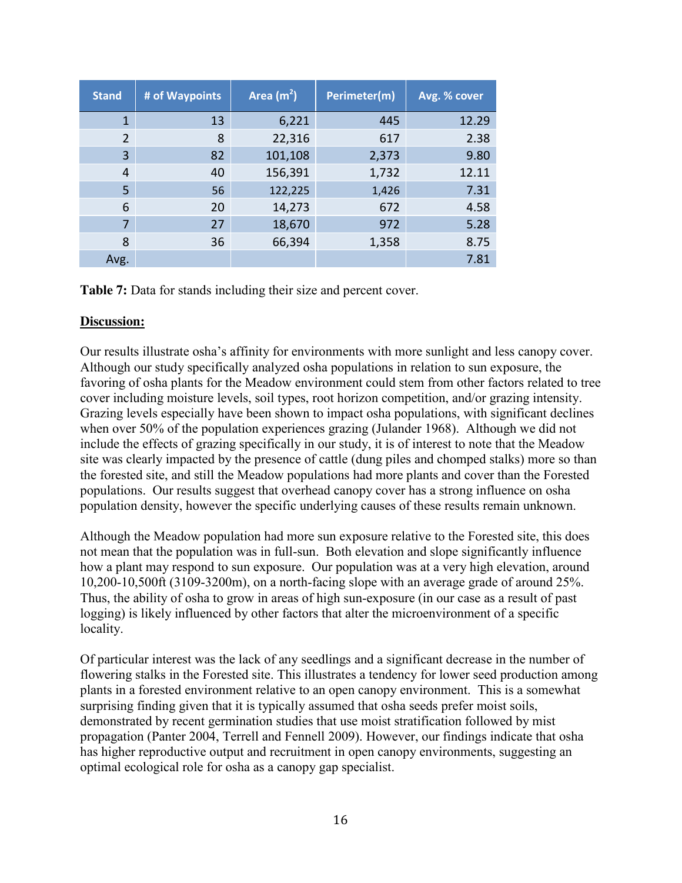| Stand | # of Waypoints | Area ($m^2$) | Perimeter(m) | Avg. % cover |
|---|---|---|---|---|
| 1 | 13 | 6,221 | 445 | 12.29 |
| 2 | 8 | 22,316 | 617 | 2.38 |
| 3 | 82 | 101,108 | 2,373 | 9.80 |
| 4 | 40 | 156,391 | 1,732 | 12.11 |
| 5 | 56 | 122,225 | 1,426 | 7.31 |
| 6 | 20 | 14,273 | 672 | 4.58 |
| 7 | 27 | 18,670 | 972 | 5.28 |
| 8 | 36 | 66,394 | 1,358 | 8.75 |
| Avg. | | | | 7.81 |

**Table 7:** Data for stands including their size and percent cover.

## **Discussion:**

Our results illustrate osha's affinity for environments with more sunlight and less canopy cover. Although our study specifically analyzed osha populations in relation to sun exposure, the favoring of osha plants for the Meadow environment could stem from other factors related to tree cover including moisture levels, soil types, root horizon competition, and/or grazing intensity. Grazing levels especially have been shown to impact osha populations, with significant declines when over 50% of the population experiences grazing (Julander 1968). Although we did not include the effects of grazing specifically in our study, it is of interest to note that the Meadow site was clearly impacted by the presence of cattle (dung piles and chomped stalks) more so than the forested site, and still the Meadow populations had more plants and cover than the Forested populations. Our results suggest that overhead canopy cover has a strong influence on osha population density, however the specific underlying causes of these results remain unknown.

Although the Meadow population had more sun exposure relative to the Forested site, this does not mean that the population was in full-sun. Both elevation and slope significantly influence how a plant may respond to sun exposure. Our population was at a very high elevation, around 10,200-10,500ft (3109-3200m), on a north-facing slope with an average grade of around 25%. Thus, the ability of osha to grow in areas of high sun-exposure (in our case as a result of past logging) is likely influenced by other factors that alter the microenvironment of a specific locality.

Of particular interest was the lack of any seedlings and a significant decrease in the number of flowering stalks in the Forested site. This illustrates a tendency for lower seed production among plants in a forested environment relative to an open canopy environment. This is a somewhat surprising finding given that it is typically assumed that osha seeds prefer moist soils, demonstrated by recent germination studies that use moist stratification followed by mist propagation (Panter 2004, Terrell and Fennell 2009). However, our findings indicate that osha has higher reproductive output and recruitment in open canopy environments, suggesting an optimal ecological role for osha as a canopy gap specialist.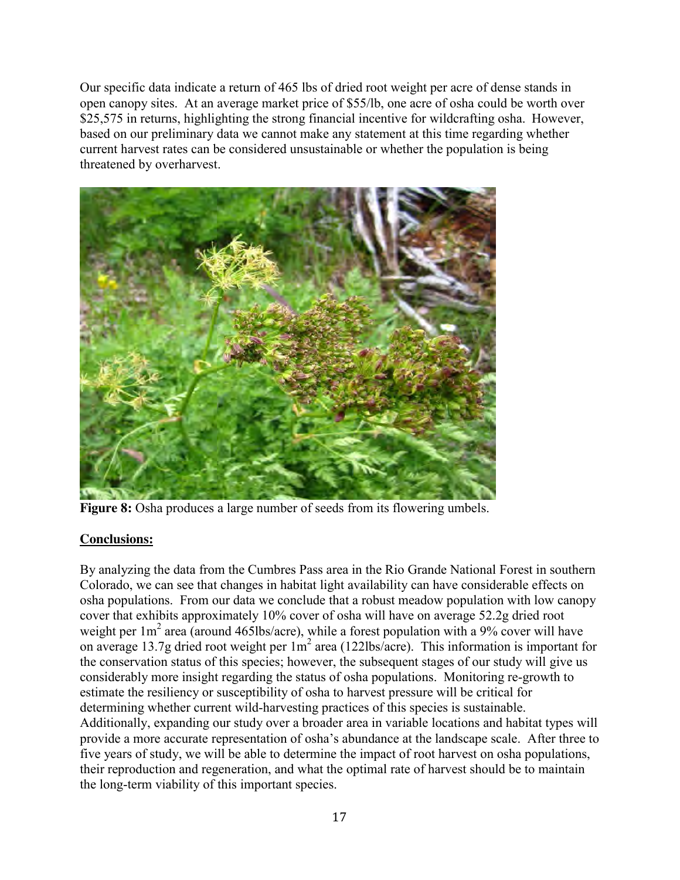Our specific data indicate a return of 465 lbs of dried root weight per acre of dense stands in open canopy sites. At an average market price of $55/lb, one acre of osha could be worth over $25,575 in returns, highlighting the strong financial incentive for wildcrafting osha. However, based on our preliminary data we cannot make any statement at this time regarding whether current harvest rates can be considered unsustainable or whether the population is being threatened by overharvest.

**Figure 8:** Osha produces a large number of seeds from its flowering umbels.

## Conclusions:

By analyzing the data from the Cumbres Pass area in the Rio Grande National Forest in southern Colorado, we can see that changes in habitat light availability can have considerable effects on osha populations. From our data we conclude that a robust meadow population with low canopy cover that exhibits approximately 10% cover of osha will have on average 52.2g dried root weight per $1m^2$ area (around 465lbs/acre), while a forest population with a 9% cover will have on average 13.7g dried root weight per $1m^2$ area (122lbs/acre). This information is important for the conservation status of this species; however, the subsequent stages of our study will give us considerably more insight regarding the status of osha populations. Monitoring re-growth to estimate the resiliency or susceptibility of osha to harvest pressure will be critical for determining whether current wild-harvesting practices of this species is sustainable. Additionally, expanding our study over a broader area in variable locations and habitat types will provide a more accurate representation of osha's abundance at the landscape scale. After three to five years of study, we will be able to determine the impact of root harvest on osha populations, their reproduction and regeneration, and what the optimal rate of harvest should be to maintain the long-term viability of this important species.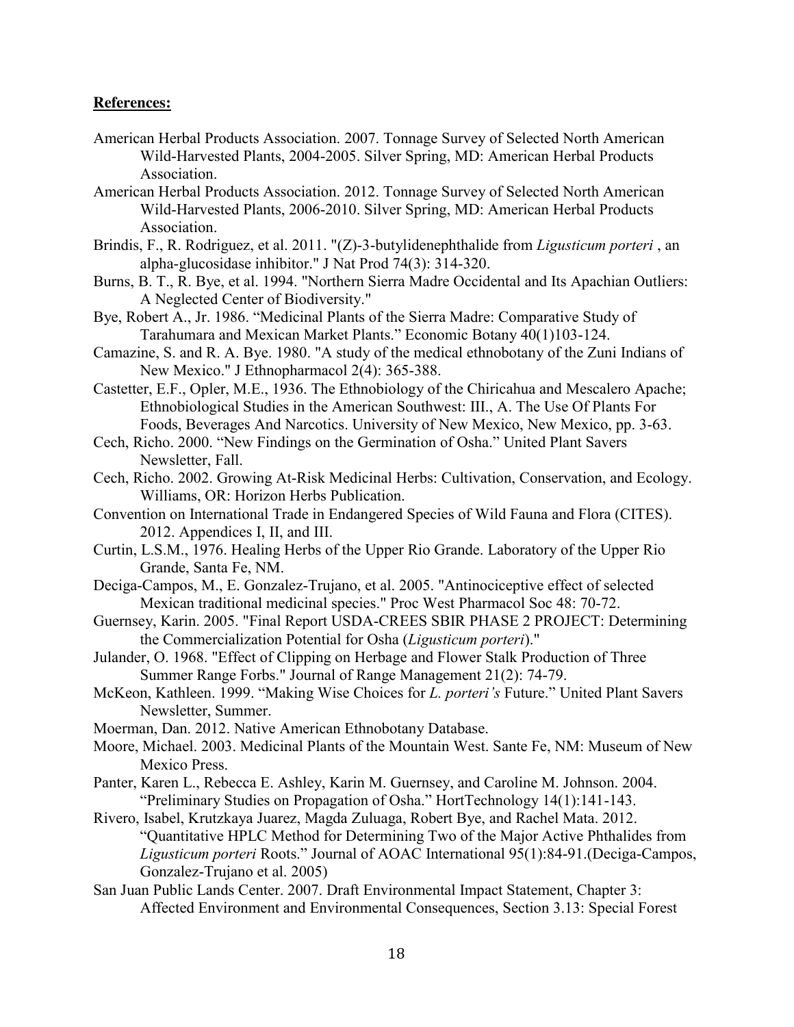**References:**

American Herbal Products Association. 2007. Tonnage Survey of Selected North American Wild-Harvested Plants, 2004-2005. Silver Spring, MD: American Herbal Products Association.

American Herbal Products Association. 2012. Tonnage Survey of Selected North American Wild-Harvested Plants, 2006-2010. Silver Spring, MD: American Herbal Products Association.

Brindis, F., R. Rodriguez, et al. 2011. "(Z)-3-butylidenephthalide from *Ligusticum porteri* , an alpha-glucosidase inhibitor." J Nat Prod 74(3): 314-320.

Burns, B. T., R. Bye, et al. 1994. "Northern Sierra Madre Occidental and Its Apachian Outliers: A Neglected Center of Biodiversity."

Bye, Robert A., Jr. 1986. "Medicinal Plants of the Sierra Madre: Comparative Study of Tarahumara and Mexican Market Plants." Economic Botany 40(1)103-124.

Camazine, S. and R. A. Bye. 1980. "A study of the medical ethnobotany of the Zuni Indians of New Mexico." J Ethnopharmacol 2(4): 365-388.

Castetter, E.F., Opler, M.E., 1936. The Ethnobiology of the Chiricahua and Mescalero Apache; Ethnobiological Studies in the American Southwest: III., A. The Use Of Plants For Foods, Beverages And Narcotics. University of New Mexico, New Mexico, pp. 3-63.

Cech, Richo. 2000. "New Findings on the Germination of Osha." United Plant Savers Newsletter, Fall.

Cech, Richo. 2002. Growing At-Risk Medicinal Herbs: Cultivation, Conservation, and Ecology. Williams, OR: Horizon Herbs Publication.

Convention on International Trade in Endangered Species of Wild Fauna and Flora (CITES). 2012. Appendices I, II, and III.

Curtin, L.S.M., 1976. Healing Herbs of the Upper Rio Grande. Laboratory of the Upper Rio Grande, Santa Fe, NM.

Deciga-Campos, M., E. Gonzalez-Trujano, et al. 2005. "Antinociceptive effect of selected Mexican traditional medicinal species." Proc West Pharmacol Soc 48: 70-72.

Guernsey, Karin. 2005. "Final Report USDA-CREES SBIR PHASE 2 PROJECT: Determining the Commercialization Potential for Osha (*Ligusticum porteri*)."

Julander, O. 1968. "Effect of Clipping on Herbage and Flower Stalk Production of Three Summer Range Forbs." Journal of Range Management 21(2): 74-79.

McKeon, Kathleen. 1999. "Making Wise Choices for *L. porteri's* Future." United Plant Savers Newsletter, Summer.

Moerman, Dan. 2012. Native American Ethnobotany Database.

Moore, Michael. 2003. Medicinal Plants of the Mountain West. Sante Fe, NM: Museum of New Mexico Press.

Panter, Karen L., Rebecca E. Ashley, Karin M. Guernsey, and Caroline M. Johnson. 2004. "Preliminary Studies on Propagation of Osha." HortTechnology 14(1):141-143.

Rivero, Isabel, Krutzkaya Juarez, Magda Zuluaga, Robert Bye, and Rachel Mata. 2012. "Quantitative HPLC Method for Determining Two of the Major Active Phthalides from *Ligusticum porteri* Roots." Journal of AOAC International 95(1):84-91.(Deciga-Campos, Gonzalez-Trujano et al. 2005)

San Juan Public Lands Center. 2007. Draft Environmental Impact Statement, Chapter 3: Affected Environment and Environmental Consequences, Section 3.13: Special Forest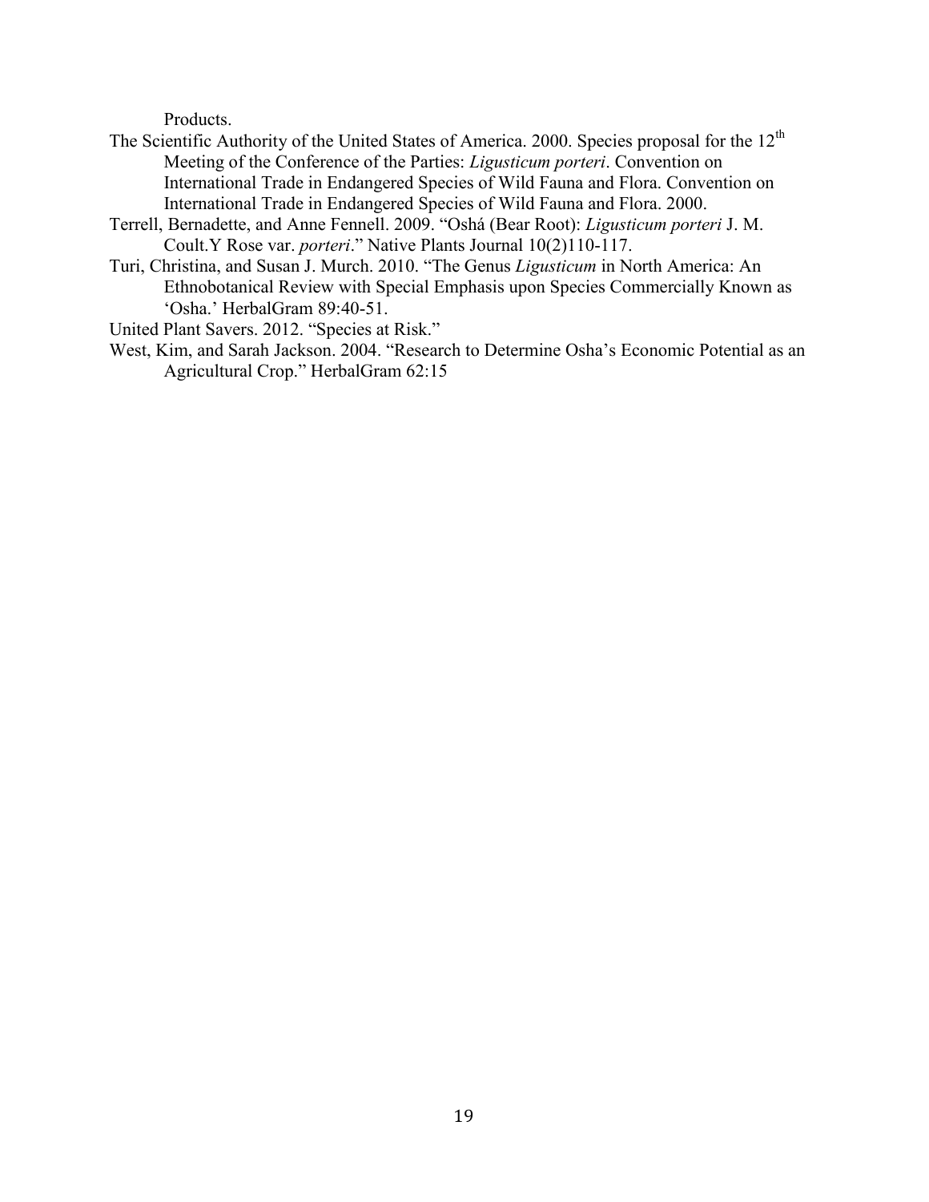Products.

The Scientific Authority of the United States of America. 2000. Species proposal for the 12th Meeting of the Conference of the Parties: *Ligusticum porteri*. Convention on International Trade in Endangered Species of Wild Fauna and Flora. Convention on International Trade in Endangered Species of Wild Fauna and Flora. 2000.

Terrell, Bernadette, and Anne Fennell. 2009. "Oshá (Bear Root): *Ligusticum porteri* J. M. Coult.Y Rose var. *porteri*." Native Plants Journal 10(2)110-117.

Turi, Christina, and Susan J. Murch. 2010. "The Genus *Ligusticum* in North America: An Ethnobotanical Review with Special Emphasis upon Species Commercially Known as 'Osha.' HerbalGram 89:40-51.

United Plant Savers. 2012. "Species at Risk."

West, Kim, and Sarah Jackson. 2004. "Research to Determine Osha's Economic Potential as an Agricultural Crop." HerbalGram 62:15